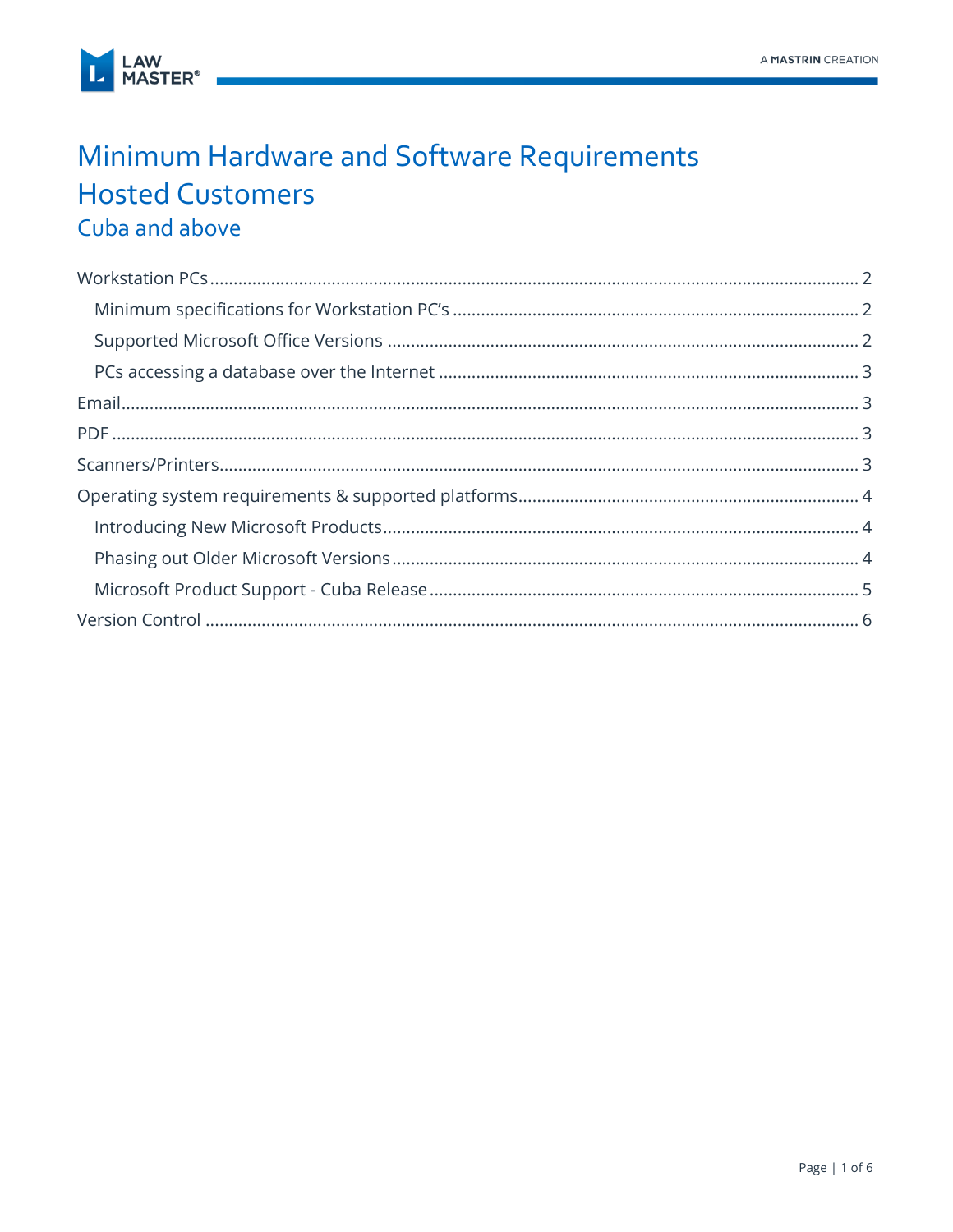# Minimum Hardware and Software Requirements Hosted Customers

## Cuba and above

- Workstation PCs ........ 2
  - Minimum specifications for Workstation PC's ........ 2
  - Supported Microsoft Office Versions ........ 2
  - PCs accessing a database over the Internet ........ 3
- Email ........ 3
- PDF ........ 3
- Scanners/Printers ........ 3
- Operating system requirements & supported platforms ........ 4
  - Introducing New Microsoft Products ........ 4
  - Phasing out Older Microsoft Versions ........ 4
  - Microsoft Product Support - Cuba Release ........ 5
- Version Control ........ 6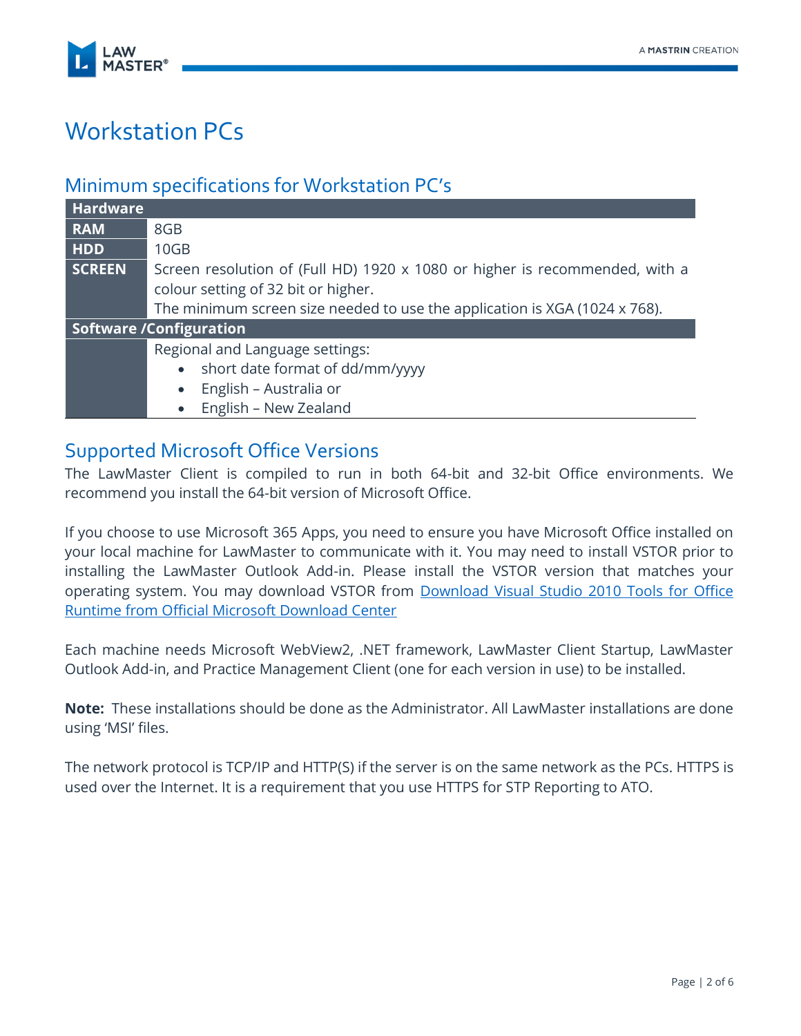# Workstation PCs

## Minimum specifications for Workstation PC's

| Hardware | |
|---|---|
| **RAM** | 8GB |
| **HDD** | 10GB |
| **SCREEN** | Screen resolution of (Full HD) 1920 x 1080 or higher is recommended, with a colour setting of 32 bit or higher.<br>The minimum screen size needed to use the application is XGA (1024 x 768). |
| **Software /Configuration** | |
| | Regional and Language settings:<br>• short date format of dd/mm/yyyy<br>• English – Australia or<br>• English – New Zealand |

## Supported Microsoft Office Versions

The LawMaster Client is compiled to run in both 64-bit and 32-bit Office environments. We recommend you install the 64-bit version of Microsoft Office.

If you choose to use Microsoft 365 Apps, you need to ensure you have Microsoft Office installed on your local machine for LawMaster to communicate with it. You may need to install VSTOR prior to installing the LawMaster Outlook Add-in. Please install the VSTOR version that matches your operating system. You may download VSTOR from [Download Visual Studio 2010 Tools for Office Runtime from Official Microsoft Download Center]

Each machine needs Microsoft WebView2, .NET framework, LawMaster Client Startup, LawMaster Outlook Add-in, and Practice Management Client (one for each version in use) to be installed.

**Note:** These installations should be done as the Administrator. All LawMaster installations are done using 'MSI' files.

The network protocol is TCP/IP and HTTP(S) if the server is on the same network as the PCs. HTTPS is used over the Internet. It is a requirement that you use HTTPS for STP Reporting to ATO.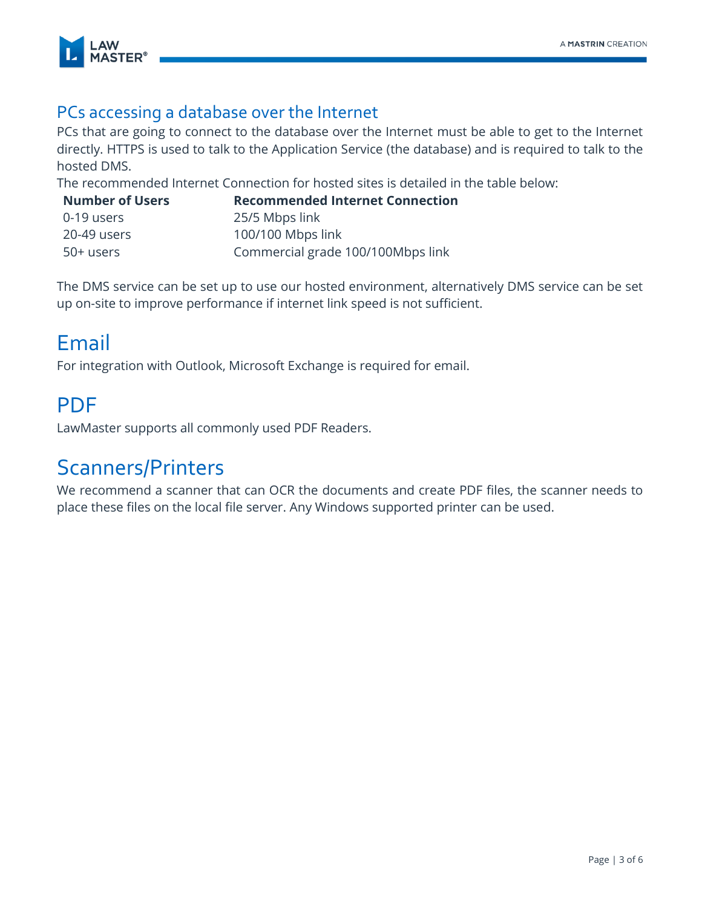## PCs accessing a database over the Internet

PCs that are going to connect to the database over the Internet must be able to get to the Internet directly. HTTPS is used to talk to the Application Service (the database) and is required to talk to the hosted DMS.

The recommended Internet Connection for hosted sites is detailed in the table below:

| Number of Users | Recommended Internet Connection |
|---|---|
| 0-19 users | 25/5 Mbps link |
| 20-49 users | 100/100 Mbps link |
| 50+ users | Commercial grade 100/100Mbps link |

The DMS service can be set up to use our hosted environment, alternatively DMS service can be set up on-site to improve performance if internet link speed is not sufficient.

# Email

For integration with Outlook, Microsoft Exchange is required for email.

# PDF

LawMaster supports all commonly used PDF Readers.

# Scanners/Printers

We recommend a scanner that can OCR the documents and create PDF files, the scanner needs to place these files on the local file server. Any Windows supported printer can be used.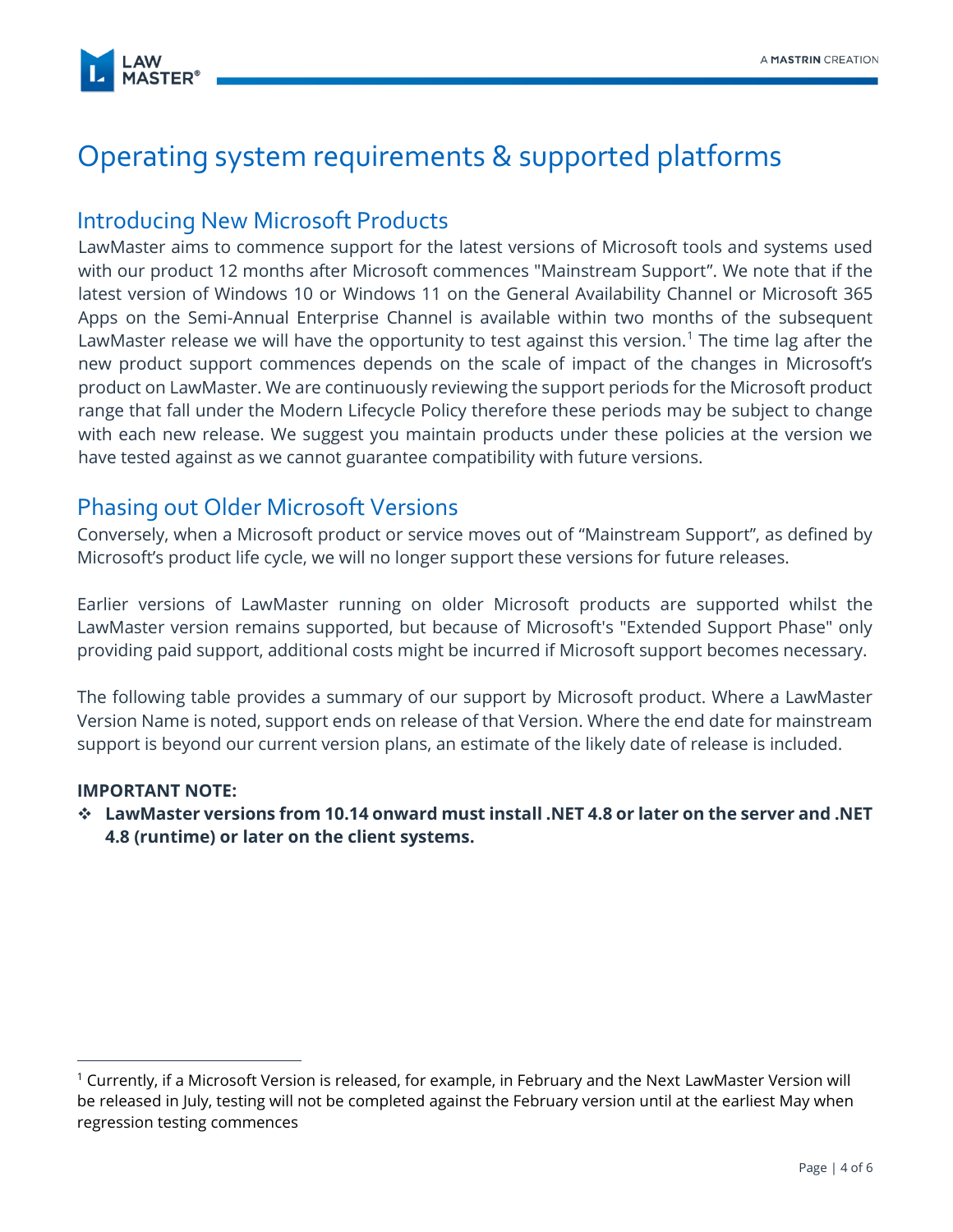# Operating system requirements & supported platforms

## Introducing New Microsoft Products

LawMaster aims to commence support for the latest versions of Microsoft tools and systems used with our product 12 months after Microsoft commences "Mainstream Support". We note that if the latest version of Windows 10 or Windows 11 on the General Availability Channel or Microsoft 365 Apps on the Semi-Annual Enterprise Channel is available within two months of the subsequent LawMaster release we will have the opportunity to test against this version.[1] The time lag after the new product support commences depends on the scale of impact of the changes in Microsoft's product on LawMaster. We are continuously reviewing the support periods for the Microsoft product range that fall under the Modern Lifecycle Policy therefore these periods may be subject to change with each new release. We suggest you maintain products under these policies at the version we have tested against as we cannot guarantee compatibility with future versions.

## Phasing out Older Microsoft Versions

Conversely, when a Microsoft product or service moves out of "Mainstream Support", as defined by Microsoft's product life cycle, we will no longer support these versions for future releases.

Earlier versions of LawMaster running on older Microsoft products are supported whilst the LawMaster version remains supported, but because of Microsoft's "Extended Support Phase" only providing paid support, additional costs might be incurred if Microsoft support becomes necessary.

The following table provides a summary of our support by Microsoft product. Where a LawMaster Version Name is noted, support ends on release of that Version. Where the end date for mainstream support is beyond our current version plans, an estimate of the likely date of release is included.

**IMPORTANT NOTE:**

- **LawMaster versions from 10.14 onward must install .NET 4.8 or later on the server and .NET 4.8 (runtime) or later on the client systems.**

---

[1] Currently, if a Microsoft Version is released, for example, in February and the Next LawMaster Version will be released in July, testing will not be completed against the February version until at the earliest May when regression testing commences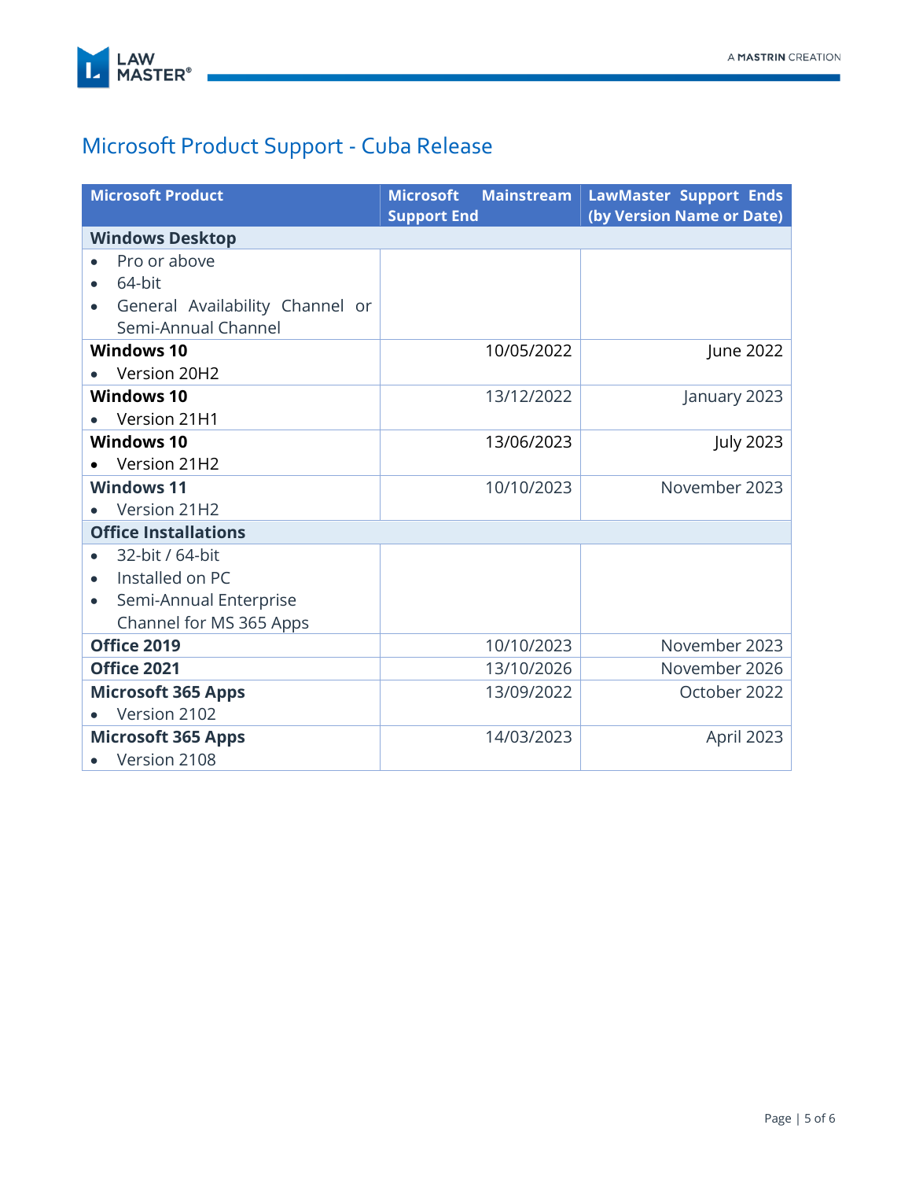# Microsoft Product Support - Cuba Release

| Microsoft Product | Microsoft Mainstream Support End | LawMaster Support Ends (by Version Name or Date) |
|---|---|---|
| **Windows Desktop** | | |
| • Pro or above<br>• 64-bit<br>• General Availability Channel or Semi-Annual Channel | | |
| **Windows 10**<br>• Version 20H2 | 10/05/2022 | June 2022 |
| **Windows 10**<br>• Version 21H1 | 13/12/2022 | January 2023 |
| **Windows 10**<br>• Version 21H2 | 13/06/2023 | July 2023 |
| **Windows 11**<br>• Version 21H2 | 10/10/2023 | November 2023 |
| **Office Installations** | | |
| • 32-bit / 64-bit<br>• Installed on PC<br>• Semi-Annual Enterprise Channel for MS 365 Apps | | |
| **Office 2019** | 10/10/2023 | November 2023 |
| **Office 2021** | 13/10/2026 | November 2026 |
| **Microsoft 365 Apps**<br>• Version 2102 | 13/09/2022 | October 2022 |
| **Microsoft 365 Apps**<br>• Version 2108 | 14/03/2023 | April 2023 |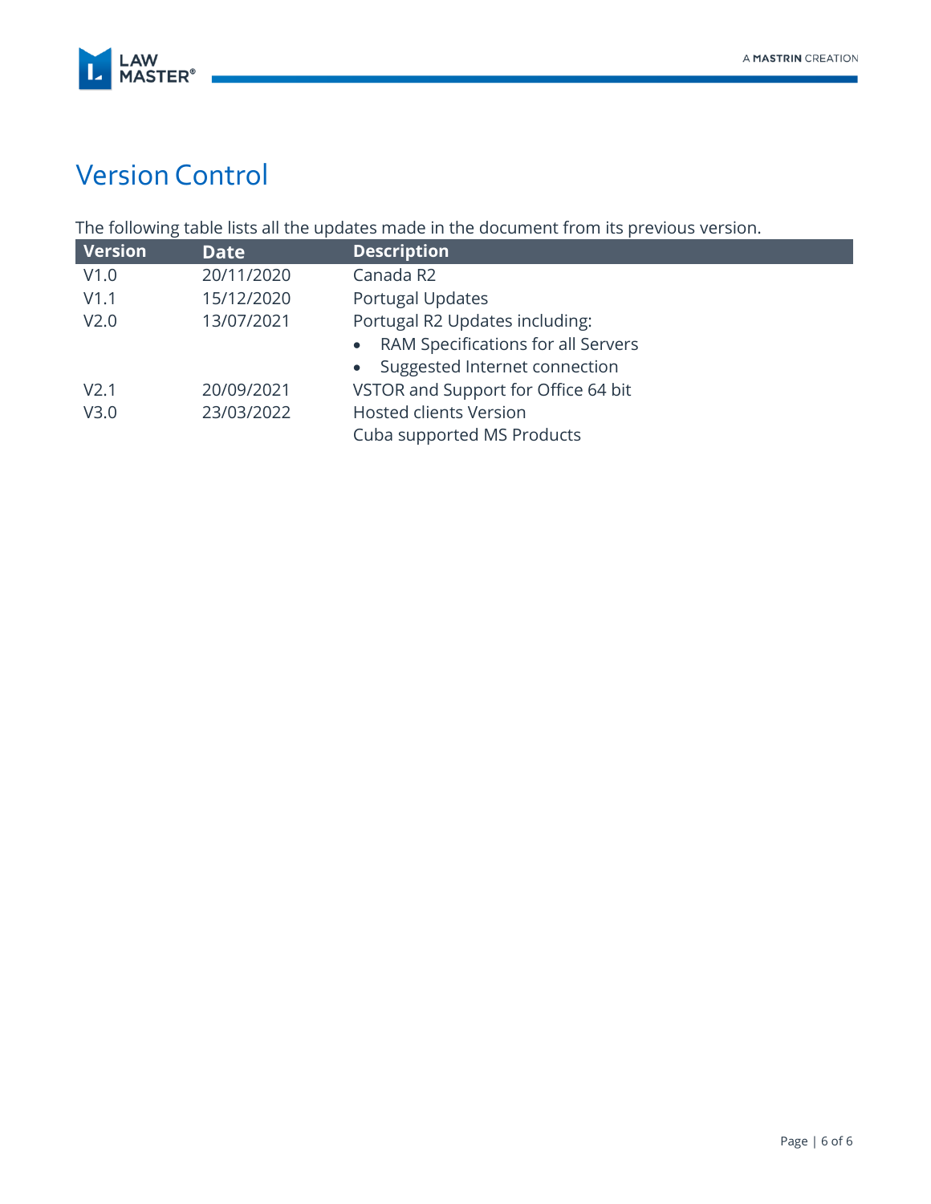# Version Control

The following table lists all the updates made in the document from its previous version.

| Version | Date | Description |
| --- | --- | --- |
| V1.0 | 20/11/2020 | Canada R2 |
| V1.1 | 15/12/2020 | Portugal Updates |
| V2.0 | 13/07/2021 | Portugal R2 Updates including:<br>• RAM Specifications for all Servers<br>• Suggested Internet connection |
| V2.1 | 20/09/2021 | VSTOR and Support for Office 64 bit |
| V3.0 | 23/03/2022 | Hosted clients Version<br>Cuba supported MS Products |